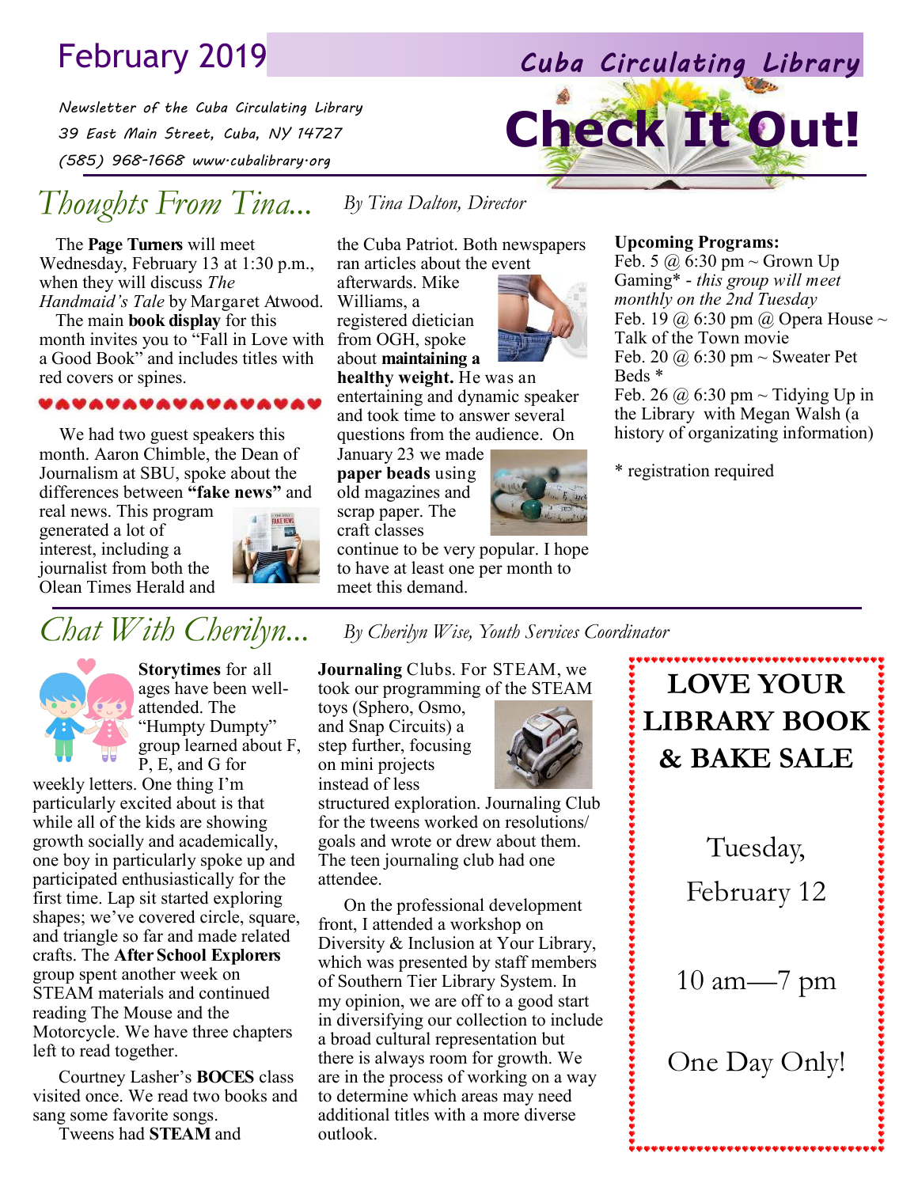# February 2019

## Cuba Circulating Library

*Newsletter of the Cuba Circulating Library*
*39 East Main Street, Cuba, NY 14727*
*(585) 968-1668 www.cubalibrary.org*

# Check It Out!

## *Thoughts From Tina...*

*By Tina Dalton, Director*

The **Page Turners** will meet Wednesday, February 13 at 1:30 p.m., when they will discuss *The Handmaid's Tale* by Margaret Atwood.

The main **book display** for this month invites you to "Fall in Love with a Good Book" and includes titles with red covers or spines.

We had two guest speakers this month. Aaron Chimble, the Dean of Journalism at SBU, spoke about the differences between **"fake news"** and real news. This program generated a lot of interest, including a journalist from both the Olean Times Herald and the Cuba Patriot. Both newspapers ran articles about the event afterwards. Mike Williams, a registered dietician from OGH, spoke about **maintaining a healthy weight.** He was an entertaining and dynamic speaker and took time to answer several questions from the audience. On January 23 we made **paper beads** using old magazines and scrap paper. The craft classes continue to be very popular. I hope to have at least one per month to meet this demand.

**Upcoming Programs:**

Feb. 5 @ 6:30 pm ~ Grown Up Gaming* - *this group will meet monthly on the 2nd Tuesday*
Feb. 19 @ 6:30 pm @ Opera House ~ Talk of the Town movie
Feb. 20 @ 6:30 pm ~ Sweater Pet Beds *
Feb. 26 @ 6:30 pm ~ Tidying Up in the Library with Megan Walsh (a history of organizating information)

\* registration required

## *Chat With Cherilyn...*

*By Cherilyn Wise, Youth Services Coordinator*

**Storytimes** for all ages have been well-attended. The "Humpty Dumpty" group learned about F, P, E, and G for weekly letters. One thing I'm particularly excited about is that while all of the kids are showing growth socially and academically, one boy in particularly spoke up and participated enthusiastically for the first time. Lap sit started exploring shapes; we've covered circle, square, and triangle so far and made related crafts. The **After School Explorers** group spent another week on STEAM materials and continued reading The Mouse and the Motorcycle. We have three chapters left to read together.

Courtney Lasher's **BOCES** class visited once. We read two books and sang some favorite songs.

Tweens had **STEAM** and **Journaling** Clubs. For STEAM, we took our programming of the STEAM toys (Sphero, Osmo, and Snap Circuits) a step further, focusing on mini projects instead of less structured exploration. Journaling Club for the tweens worked on resolutions/ goals and wrote or drew about them. The teen journaling club had one attendee.

On the professional development front, I attended a workshop on Diversity & Inclusion at Your Library, which was presented by staff members of Southern Tier Library System. In my opinion, we are off to a good start in diversifying our collection to include a broad cultural representation but there is always room for growth. We are in the process of working on a way to determine which areas may need additional titles with a more diverse outlook.

**LOVE YOUR LIBRARY BOOK & BAKE SALE**

Tuesday, February 12

10 am—7 pm

One Day Only!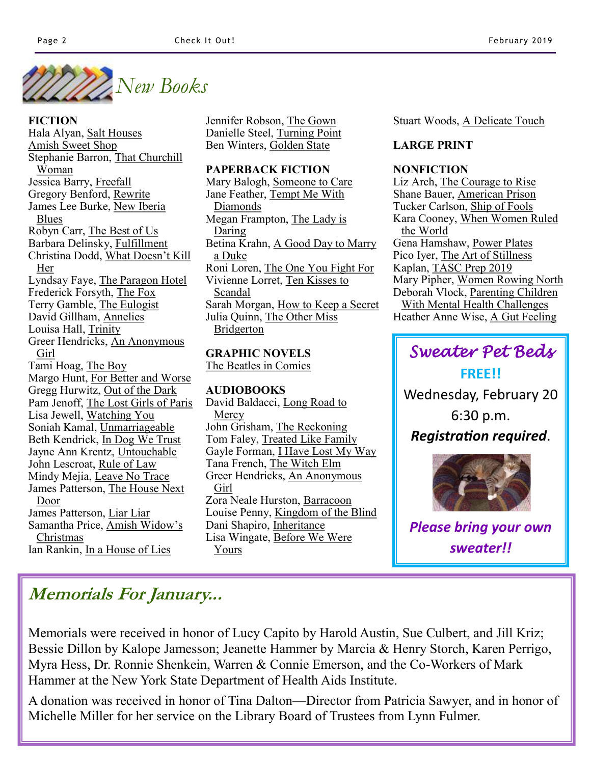# New Books

**FICTION**

Hala Alyan, Salt Houses
Amish Sweet Shop
Stephanie Barron, That Churchill Woman
Jessica Barry, Freefall
Gregory Benford, Rewrite
James Lee Burke, New Iberia Blues
Robyn Carr, The Best of Us
Barbara Delinsky, Fulfillment
Christina Dodd, What Doesn't Kill Her
Lyndsay Faye, The Paragon Hotel
Frederick Forsyth, The Fox
Terry Gamble, The Eulogist
David Gillham, Annelies
Louisa Hall, Trinity
Greer Hendricks, An Anonymous Girl
Tami Hoag, The Boy
Margo Hunt, For Better and Worse
Gregg Hurwitz, Out of the Dark
Pam Jenoff, The Lost Girls of Paris
Lisa Jewell, Watching You
Soniah Kamal, Unmarriageable
Beth Kendrick, In Dog We Trust
Jayne Ann Krentz, Untouchable
John Lescroat, Rule of Law
Mindy Mejia, Leave No Trace
James Patterson, The House Next Door
James Patterson, Liar Liar
Samantha Price, Amish Widow's Christmas
Ian Rankin, In a House of Lies
Jennifer Robson, The Gown
Danielle Steel, Turning Point
Ben Winters, Golden State

**PAPERBACK FICTION**

Mary Balogh, Someone to Care
Jane Feather, Tempt Me With Diamonds
Megan Frampton, The Lady is Daring
Betina Krahn, A Good Day to Marry a Duke
Roni Loren, The One You Fight For
Vivienne Lorret, Ten Kisses to Scandal
Sarah Morgan, How to Keep a Secret
Julia Quinn, The Other Miss Bridgerton

**GRAPHIC NOVELS**

The Beatles in Comics

**AUDIOBOOKS**

David Baldacci, Long Road to Mercy
John Grisham, The Reckoning
Tom Faley, Treated Like Family
Gayle Forman, I Have Lost My Way
Tana French, The Witch Elm
Greer Hendricks, An Anonymous Girl
Zora Neale Hurston, Barracoon
Louise Penny, Kingdom of the Blind
Dani Shapiro, Inheritance
Lisa Wingate, Before We Were Yours
Stuart Woods, A Delicate Touch

**LARGE PRINT**

**NONFICTION**

Liz Arch, The Courage to Rise
Shane Bauer, American Prison
Tucker Carlson, Ship of Fools
Kara Cooney, When Women Ruled the World
Gena Hamshaw, Power Plates
Pico Iyer, The Art of Stillness
Kaplan, TASC Prep 2019
Mary Pipher, Women Rowing North
Deborah Vlock, Parenting Children With Mental Health Challenges
Heather Anne Wise, A Gut Feeling

## Sweater Pet Beds

**FREE!!**

Wednesday, February 20
6:30 p.m.
***Registration required*.**

***Please bring your own sweater!!***

## Memorials For January...

Memorials were received in honor of Lucy Capito by Harold Austin, Sue Culbert, and Jill Kriz; Bessie Dillon by Kalope Jamesson; Jeanette Hammer by Marcia & Henry Storch, Karen Perrigo, Myra Hess, Dr. Ronnie Shenkein, Warren & Connie Emerson, and the Co-Workers of Mark Hammer at the New York State Department of Health Aids Institute.

A donation was received in honor of Tina Dalton—Director from Patricia Sawyer, and in honor of Michelle Miller for her service on the Library Board of Trustees from Lynn Fulmer.